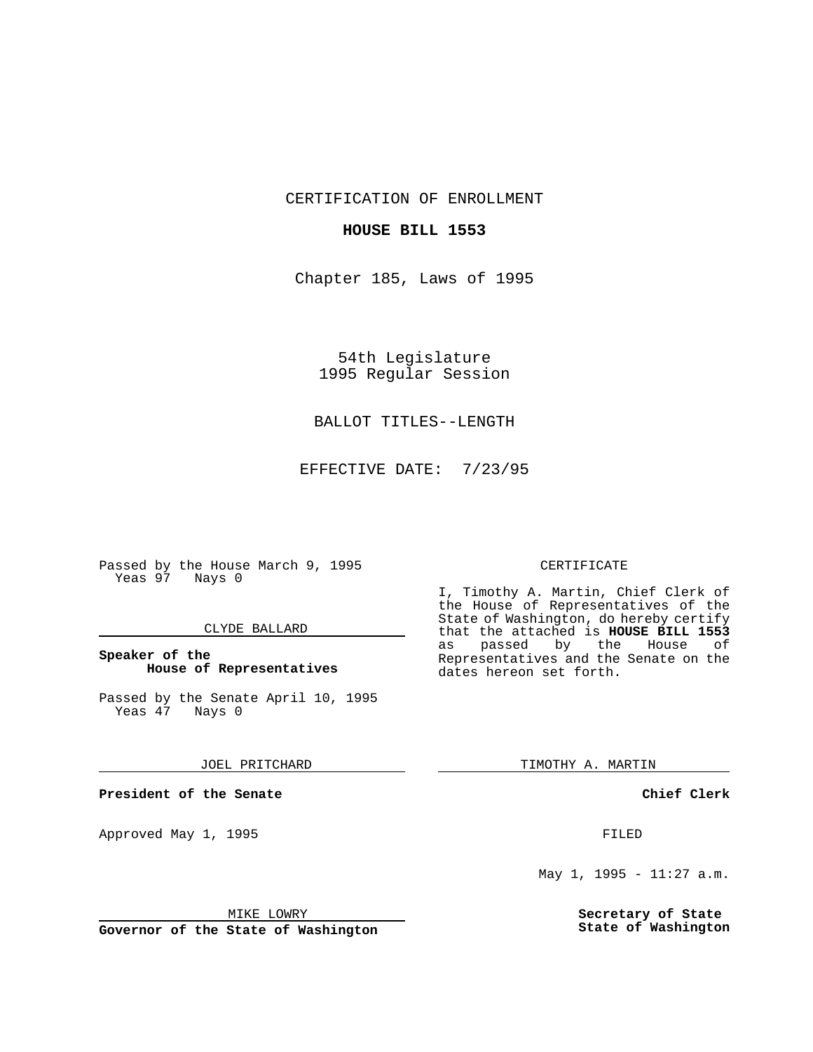CERTIFICATION OF ENROLLMENT

**HOUSE BILL 1553**

Chapter 185, Laws of 1995

54th Legislature
1995 Regular Session

BALLOT TITLES--LENGTH

EFFECTIVE DATE: 7/23/95

Passed by the House March 9, 1995
Yeas 97 Nays 0

CLYDE BALLARD

**Speaker of the House of Representatives**

Passed by the Senate April 10, 1995
Yeas 47 Nays 0

JOEL PRITCHARD

**President of the Senate**

Approved May 1, 1995

MIKE LOWRY

**Governor of the State of Washington**

CERTIFICATE

I, Timothy A. Martin, Chief Clerk of the House of Representatives of the State of Washington, do hereby certify that the attached is **HOUSE BILL 1553** as passed by the House of Representatives and the Senate on the dates hereon set forth.

TIMOTHY A. MARTIN

**Chief Clerk**

FILED

May 1, 1995 - 11:27 a.m.

**Secretary of State State of Washington**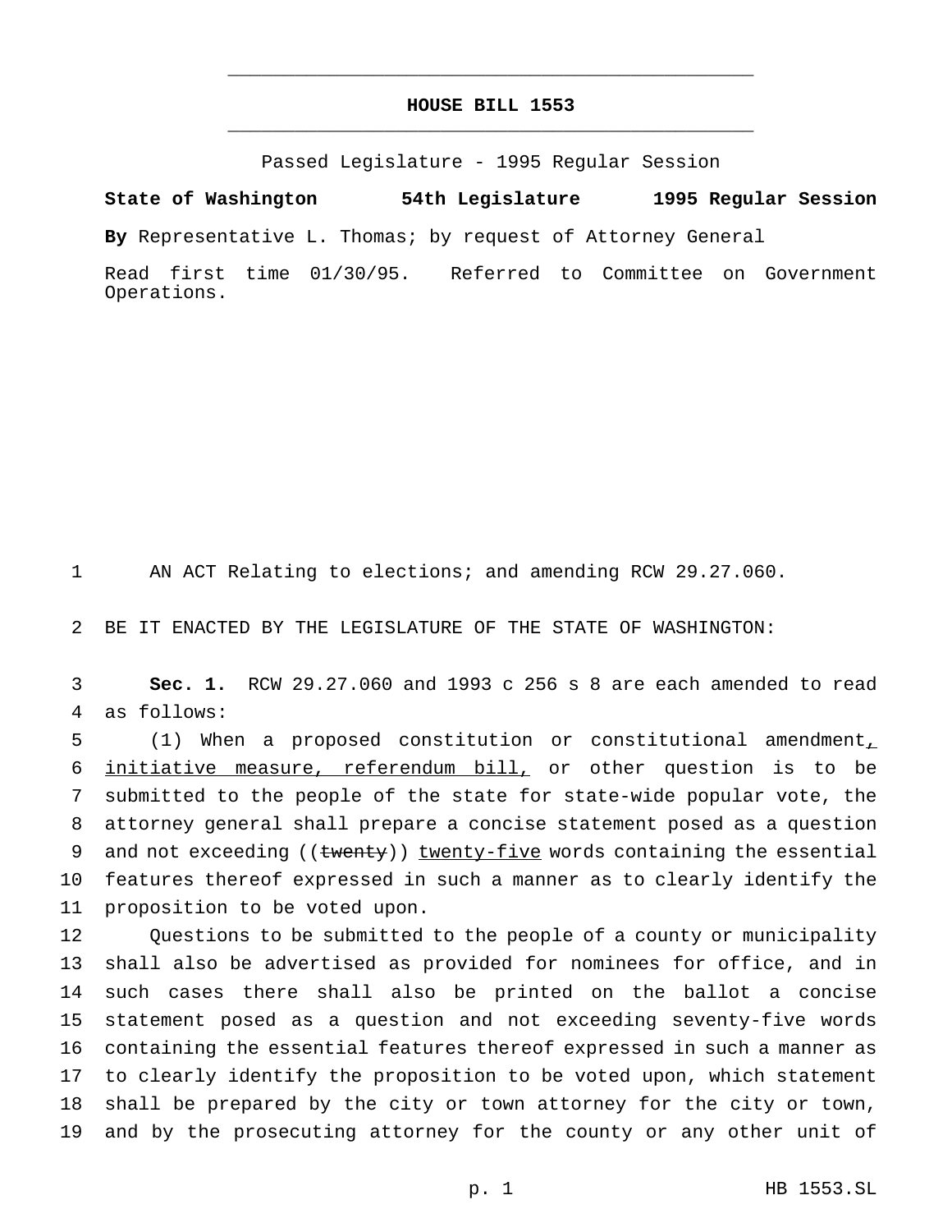# HOUSE BILL 1553

Passed Legislature - 1995 Regular Session

**State of Washington 54th Legislature 1995 Regular Session**

**By** Representative L. Thomas; by request of Attorney General

Read first time 01/30/95. Referred to Committee on Government Operations.

1 AN ACT Relating to elections; and amending RCW 29.27.060.

2 BE IT ENACTED BY THE LEGISLATURE OF THE STATE OF WASHINGTON:

3 **Sec. 1.** RCW 29.27.060 and 1993 c 256 s 8 are each amended to read
4 as follows:

5 (1) When a proposed constitution or constitutional amendment,
6 initiative measure, referendum bill, or other question is to be
7 submitted to the people of the state for state-wide popular vote, the
8 attorney general shall prepare a concise statement posed as a question
9 and not exceeding ((~~twenty~~)) twenty-five words containing the essential
10 features thereof expressed in such a manner as to clearly identify the
11 proposition to be voted upon.

12 Questions to be submitted to the people of a county or municipality
13 shall also be advertised as provided for nominees for office, and in
14 such cases there shall also be printed on the ballot a concise
15 statement posed as a question and not exceeding seventy-five words
16 containing the essential features thereof expressed in such a manner as
17 to clearly identify the proposition to be voted upon, which statement
18 shall be prepared by the city or town attorney for the city or town,
19 and by the prosecuting attorney for the county or any other unit of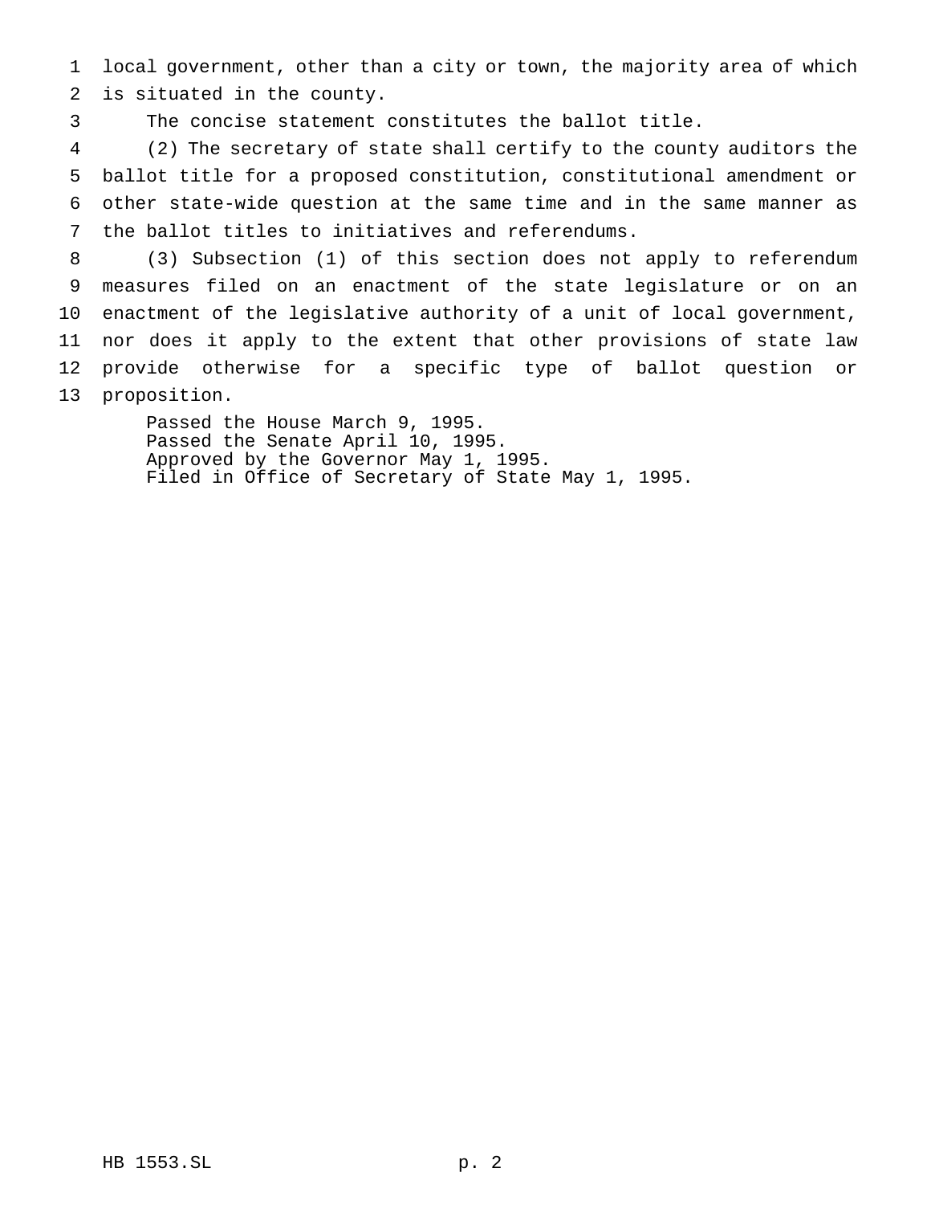local government, other than a city or town, the majority area of which is situated in the county.

The concise statement constitutes the ballot title.

(2) The secretary of state shall certify to the county auditors the ballot title for a proposed constitution, constitutional amendment or other state-wide question at the same time and in the same manner as the ballot titles to initiatives and referendums.

(3) Subsection (1) of this section does not apply to referendum measures filed on an enactment of the state legislature or on an enactment of the legislative authority of a unit of local government, nor does it apply to the extent that other provisions of state law provide otherwise for a specific type of ballot question or proposition.

Passed the House March 9, 1995.
Passed the Senate April 10, 1995.
Approved by the Governor May 1, 1995.
Filed in Office of Secretary of State May 1, 1995.